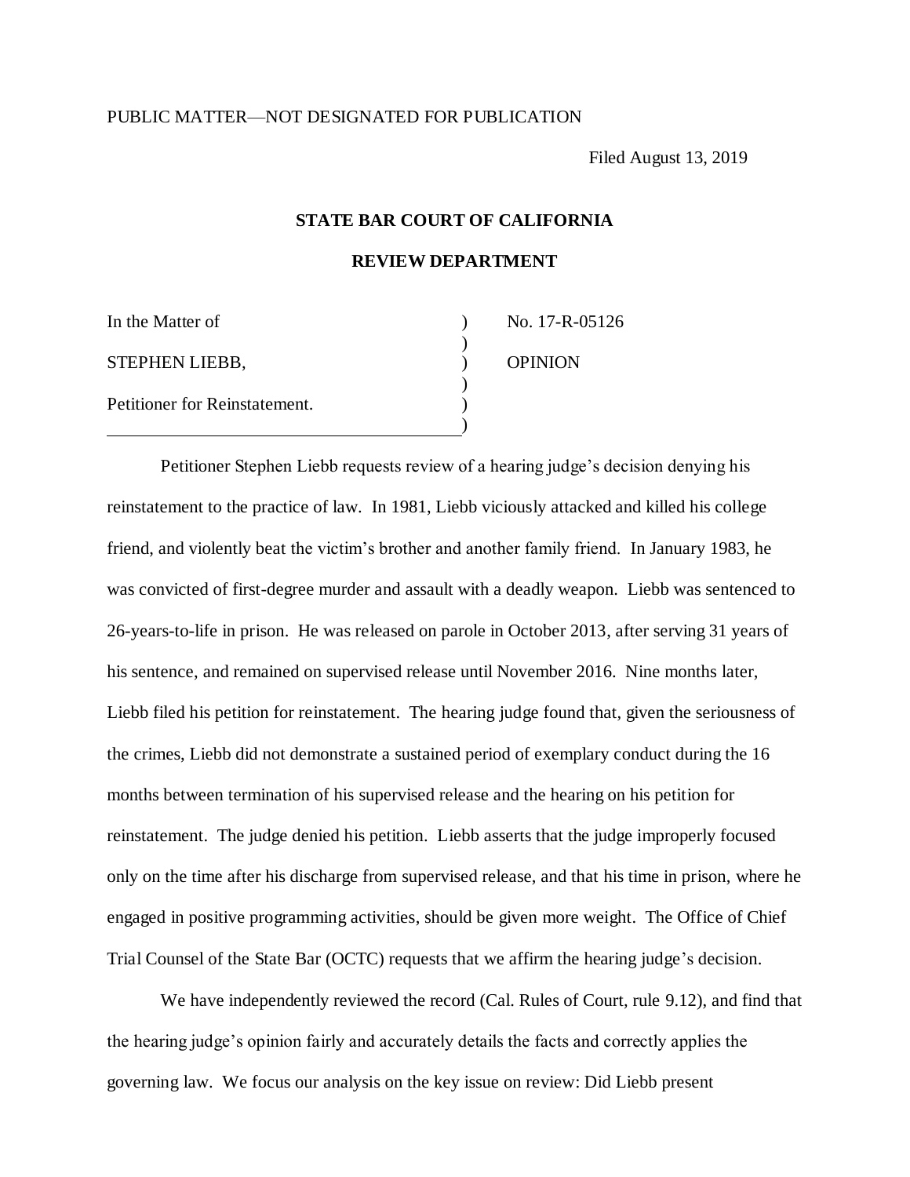PUBLIC MATTER—NOT DESIGNATED FOR PUBLICATION

Filed August 13, 2019

**STATE BAR COURT OF CALIFORNIA**

**REVIEW DEPARTMENT**

| | | |
|---|---|---|
| In the Matter of | ) | No. 17-R-05126 |
| | ) | |
| STEPHEN LIEBB, | ) | OPINION |
| | ) | |
| Petitioner for Reinstatement. | ) | |
| | ) | |

Petitioner Stephen Liebb requests review of a hearing judge's decision denying his reinstatement to the practice of law. In 1981, Liebb viciously attacked and killed his college friend, and violently beat the victim's brother and another family friend. In January 1983, he was convicted of first-degree murder and assault with a deadly weapon. Liebb was sentenced to 26-years-to-life in prison. He was released on parole in October 2013, after serving 31 years of his sentence, and remained on supervised release until November 2016. Nine months later, Liebb filed his petition for reinstatement. The hearing judge found that, given the seriousness of the crimes, Liebb did not demonstrate a sustained period of exemplary conduct during the 16 months between termination of his supervised release and the hearing on his petition for reinstatement. The judge denied his petition. Liebb asserts that the judge improperly focused only on the time after his discharge from supervised release, and that his time in prison, where he engaged in positive programming activities, should be given more weight. The Office of Chief Trial Counsel of the State Bar (OCTC) requests that we affirm the hearing judge's decision.

We have independently reviewed the record (Cal. Rules of Court, rule 9.12), and find that the hearing judge's opinion fairly and accurately details the facts and correctly applies the governing law. We focus our analysis on the key issue on review: Did Liebb present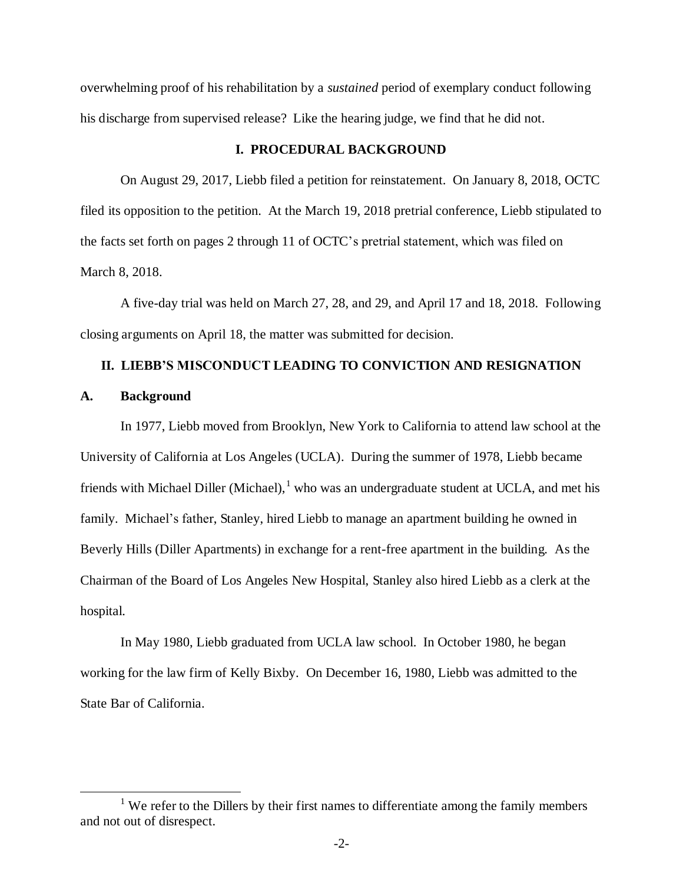overwhelming proof of his rehabilitation by a *sustained* period of exemplary conduct following his discharge from supervised release? Like the hearing judge, we find that he did not.

## I. PROCEDURAL BACKGROUND

On August 29, 2017, Liebb filed a petition for reinstatement. On January 8, 2018, OCTC filed its opposition to the petition. At the March 19, 2018 pretrial conference, Liebb stipulated to the facts set forth on pages 2 through 11 of OCTC's pretrial statement, which was filed on March 8, 2018.

A five-day trial was held on March 27, 28, and 29, and April 17 and 18, 2018. Following closing arguments on April 18, the matter was submitted for decision.

## II. LIEBB'S MISCONDUCT LEADING TO CONVICTION AND RESIGNATION

### A. Background

In 1977, Liebb moved from Brooklyn, New York to California to attend law school at the University of California at Los Angeles (UCLA). During the summer of 1978, Liebb became friends with Michael Diller (Michael),[1] who was an undergraduate student at UCLA, and met his family. Michael's father, Stanley, hired Liebb to manage an apartment building he owned in Beverly Hills (Diller Apartments) in exchange for a rent-free apartment in the building. As the Chairman of the Board of Los Angeles New Hospital, Stanley also hired Liebb as a clerk at the hospital.

In May 1980, Liebb graduated from UCLA law school. In October 1980, he began working for the law firm of Kelly Bixby. On December 16, 1980, Liebb was admitted to the State Bar of California.

[1] We refer to the Dillers by their first names to differentiate among the family members and not out of disrespect.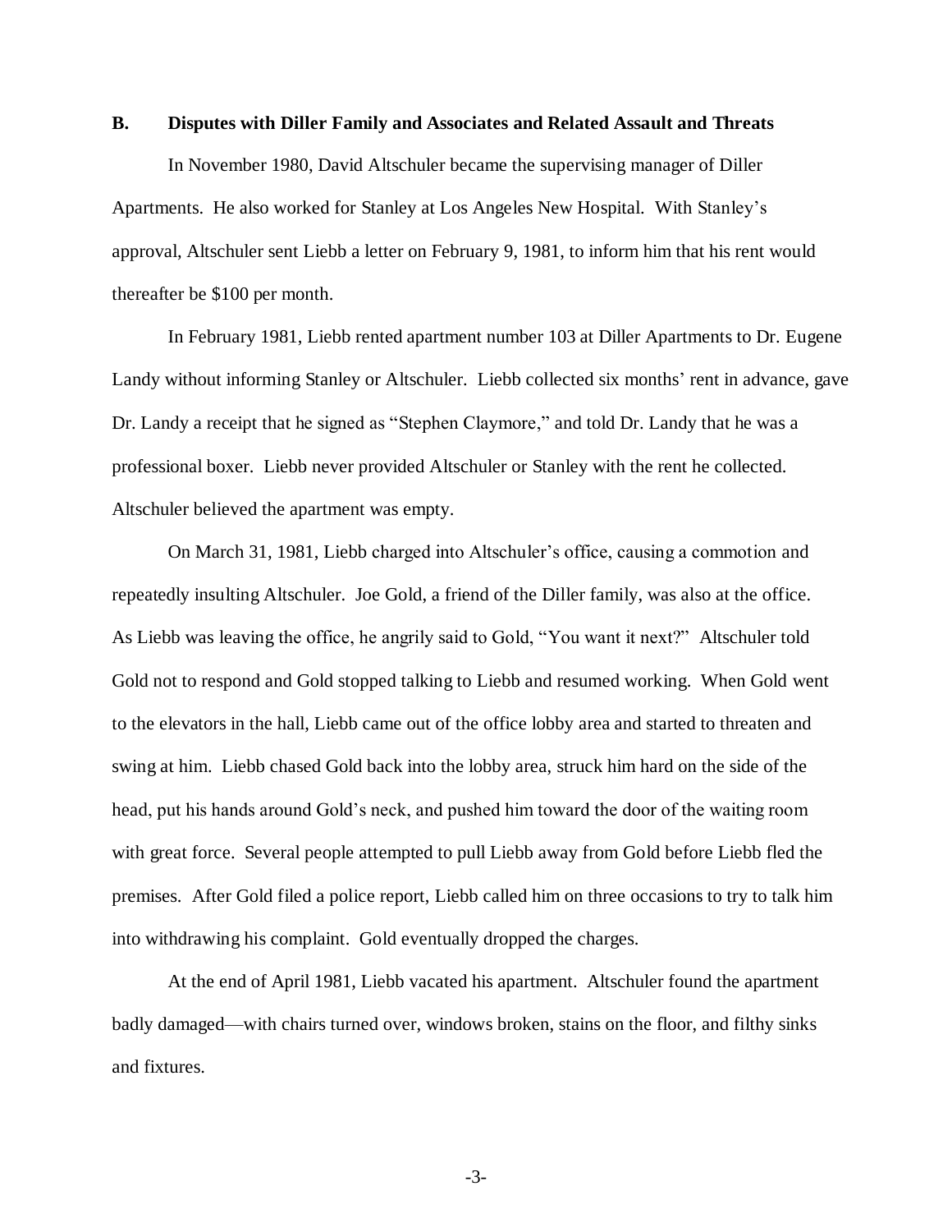### B. Disputes with Diller Family and Associates and Related Assault and Threats

In November 1980, David Altschuler became the supervising manager of Diller Apartments. He also worked for Stanley at Los Angeles New Hospital. With Stanley's approval, Altschuler sent Liebb a letter on February 9, 1981, to inform him that his rent would thereafter be $100 per month.

In February 1981, Liebb rented apartment number 103 at Diller Apartments to Dr. Eugene Landy without informing Stanley or Altschuler. Liebb collected six months' rent in advance, gave Dr. Landy a receipt that he signed as "Stephen Claymore," and told Dr. Landy that he was a professional boxer. Liebb never provided Altschuler or Stanley with the rent he collected. Altschuler believed the apartment was empty.

On March 31, 1981, Liebb charged into Altschuler's office, causing a commotion and repeatedly insulting Altschuler. Joe Gold, a friend of the Diller family, was also at the office. As Liebb was leaving the office, he angrily said to Gold, "You want it next?" Altschuler told Gold not to respond and Gold stopped talking to Liebb and resumed working. When Gold went to the elevators in the hall, Liebb came out of the office lobby area and started to threaten and swing at him. Liebb chased Gold back into the lobby area, struck him hard on the side of the head, put his hands around Gold's neck, and pushed him toward the door of the waiting room with great force. Several people attempted to pull Liebb away from Gold before Liebb fled the premises. After Gold filed a police report, Liebb called him on three occasions to try to talk him into withdrawing his complaint. Gold eventually dropped the charges.

At the end of April 1981, Liebb vacated his apartment. Altschuler found the apartment badly damaged—with chairs turned over, windows broken, stains on the floor, and filthy sinks and fixtures.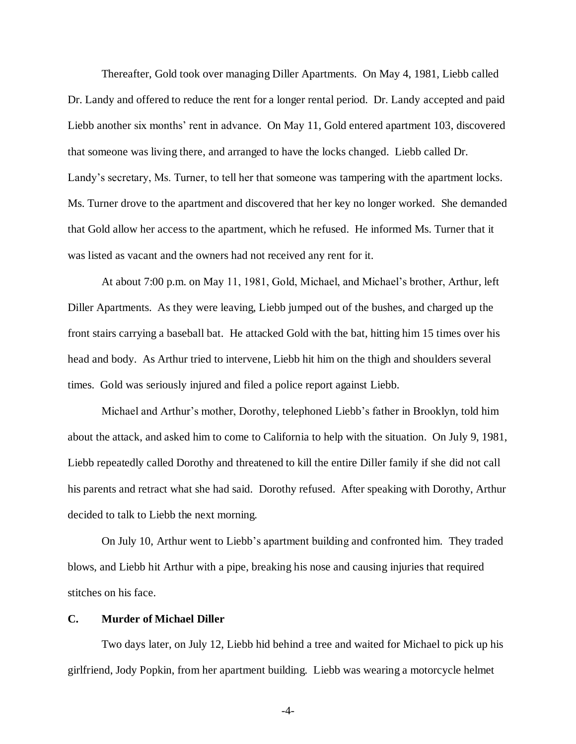Thereafter, Gold took over managing Diller Apartments. On May 4, 1981, Liebb called Dr. Landy and offered to reduce the rent for a longer rental period. Dr. Landy accepted and paid Liebb another six months' rent in advance. On May 11, Gold entered apartment 103, discovered that someone was living there, and arranged to have the locks changed. Liebb called Dr. Landy's secretary, Ms. Turner, to tell her that someone was tampering with the apartment locks. Ms. Turner drove to the apartment and discovered that her key no longer worked. She demanded that Gold allow her access to the apartment, which he refused. He informed Ms. Turner that it was listed as vacant and the owners had not received any rent for it.

At about 7:00 p.m. on May 11, 1981, Gold, Michael, and Michael's brother, Arthur, left Diller Apartments. As they were leaving, Liebb jumped out of the bushes, and charged up the front stairs carrying a baseball bat. He attacked Gold with the bat, hitting him 15 times over his head and body. As Arthur tried to intervene, Liebb hit him on the thigh and shoulders several times. Gold was seriously injured and filed a police report against Liebb.

Michael and Arthur's mother, Dorothy, telephoned Liebb's father in Brooklyn, told him about the attack, and asked him to come to California to help with the situation. On July 9, 1981, Liebb repeatedly called Dorothy and threatened to kill the entire Diller family if she did not call his parents and retract what she had said. Dorothy refused. After speaking with Dorothy, Arthur decided to talk to Liebb the next morning.

On July 10, Arthur went to Liebb's apartment building and confronted him. They traded blows, and Liebb hit Arthur with a pipe, breaking his nose and causing injuries that required stitches on his face.

### C. Murder of Michael Diller

Two days later, on July 12, Liebb hid behind a tree and waited for Michael to pick up his girlfriend, Jody Popkin, from her apartment building. Liebb was wearing a motorcycle helmet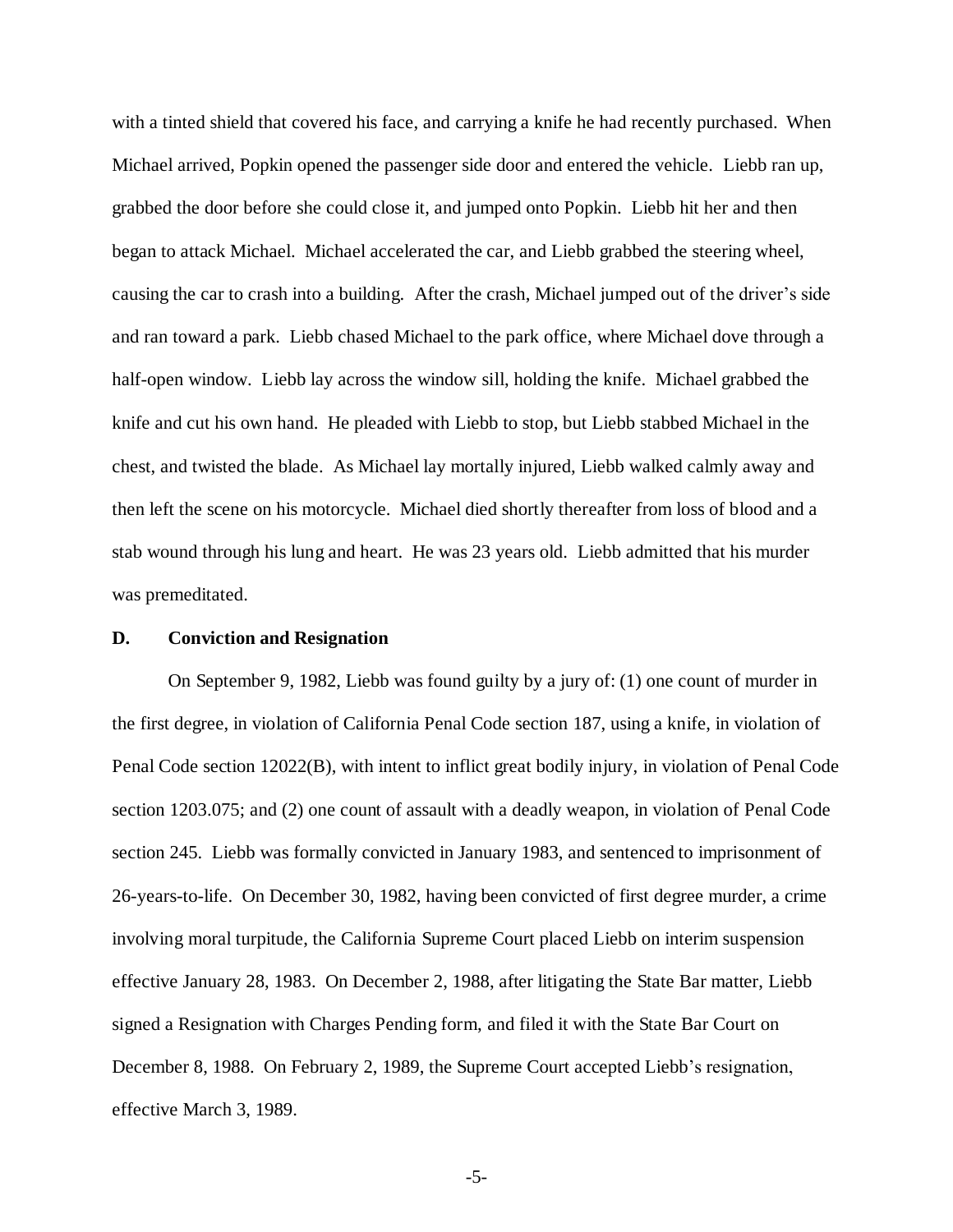with a tinted shield that covered his face, and carrying a knife he had recently purchased. When Michael arrived, Popkin opened the passenger side door and entered the vehicle. Liebb ran up, grabbed the door before she could close it, and jumped onto Popkin. Liebb hit her and then began to attack Michael. Michael accelerated the car, and Liebb grabbed the steering wheel, causing the car to crash into a building. After the crash, Michael jumped out of the driver's side and ran toward a park. Liebb chased Michael to the park office, where Michael dove through a half-open window. Liebb lay across the window sill, holding the knife. Michael grabbed the knife and cut his own hand. He pleaded with Liebb to stop, but Liebb stabbed Michael in the chest, and twisted the blade. As Michael lay mortally injured, Liebb walked calmly away and then left the scene on his motorcycle. Michael died shortly thereafter from loss of blood and a stab wound through his lung and heart. He was 23 years old. Liebb admitted that his murder was premeditated.

### D. Conviction and Resignation

On September 9, 1982, Liebb was found guilty by a jury of: (1) one count of murder in the first degree, in violation of California Penal Code section 187, using a knife, in violation of Penal Code section 12022(B), with intent to inflict great bodily injury, in violation of Penal Code section 1203.075; and (2) one count of assault with a deadly weapon, in violation of Penal Code section 245. Liebb was formally convicted in January 1983, and sentenced to imprisonment of 26-years-to-life. On December 30, 1982, having been convicted of first degree murder, a crime involving moral turpitude, the California Supreme Court placed Liebb on interim suspension effective January 28, 1983. On December 2, 1988, after litigating the State Bar matter, Liebb signed a Resignation with Charges Pending form, and filed it with the State Bar Court on December 8, 1988. On February 2, 1989, the Supreme Court accepted Liebb's resignation, effective March 3, 1989.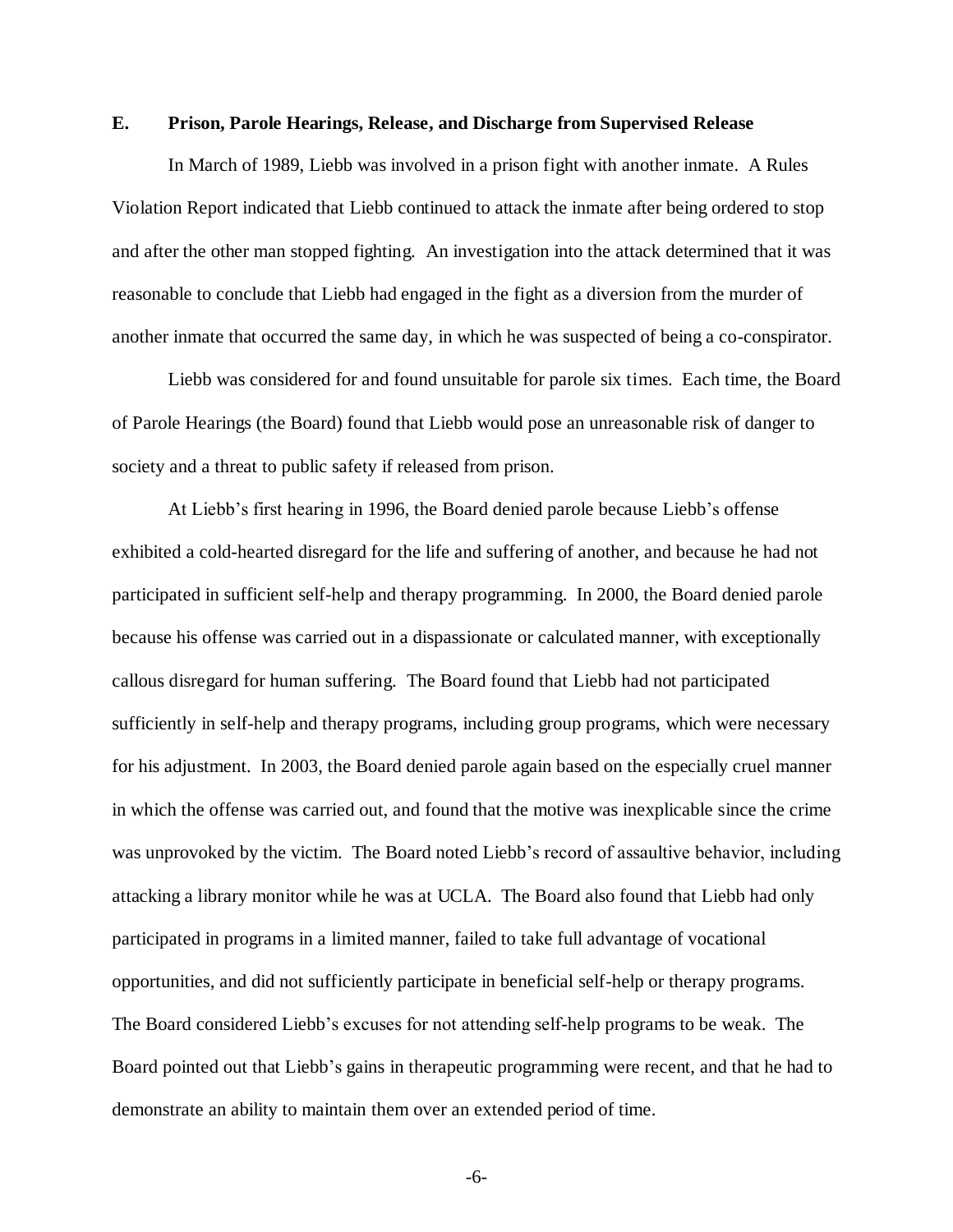### E. Prison, Parole Hearings, Release, and Discharge from Supervised Release

In March of 1989, Liebb was involved in a prison fight with another inmate. A Rules Violation Report indicated that Liebb continued to attack the inmate after being ordered to stop and after the other man stopped fighting. An investigation into the attack determined that it was reasonable to conclude that Liebb had engaged in the fight as a diversion from the murder of another inmate that occurred the same day, in which he was suspected of being a co-conspirator.

Liebb was considered for and found unsuitable for parole six times. Each time, the Board of Parole Hearings (the Board) found that Liebb would pose an unreasonable risk of danger to society and a threat to public safety if released from prison.

At Liebb's first hearing in 1996, the Board denied parole because Liebb's offense exhibited a cold-hearted disregard for the life and suffering of another, and because he had not participated in sufficient self-help and therapy programming. In 2000, the Board denied parole because his offense was carried out in a dispassionate or calculated manner, with exceptionally callous disregard for human suffering. The Board found that Liebb had not participated sufficiently in self-help and therapy programs, including group programs, which were necessary for his adjustment. In 2003, the Board denied parole again based on the especially cruel manner in which the offense was carried out, and found that the motive was inexplicable since the crime was unprovoked by the victim. The Board noted Liebb's record of assaultive behavior, including attacking a library monitor while he was at UCLA. The Board also found that Liebb had only participated in programs in a limited manner, failed to take full advantage of vocational opportunities, and did not sufficiently participate in beneficial self-help or therapy programs. The Board considered Liebb's excuses for not attending self-help programs to be weak. The Board pointed out that Liebb's gains in therapeutic programming were recent, and that he had to demonstrate an ability to maintain them over an extended period of time.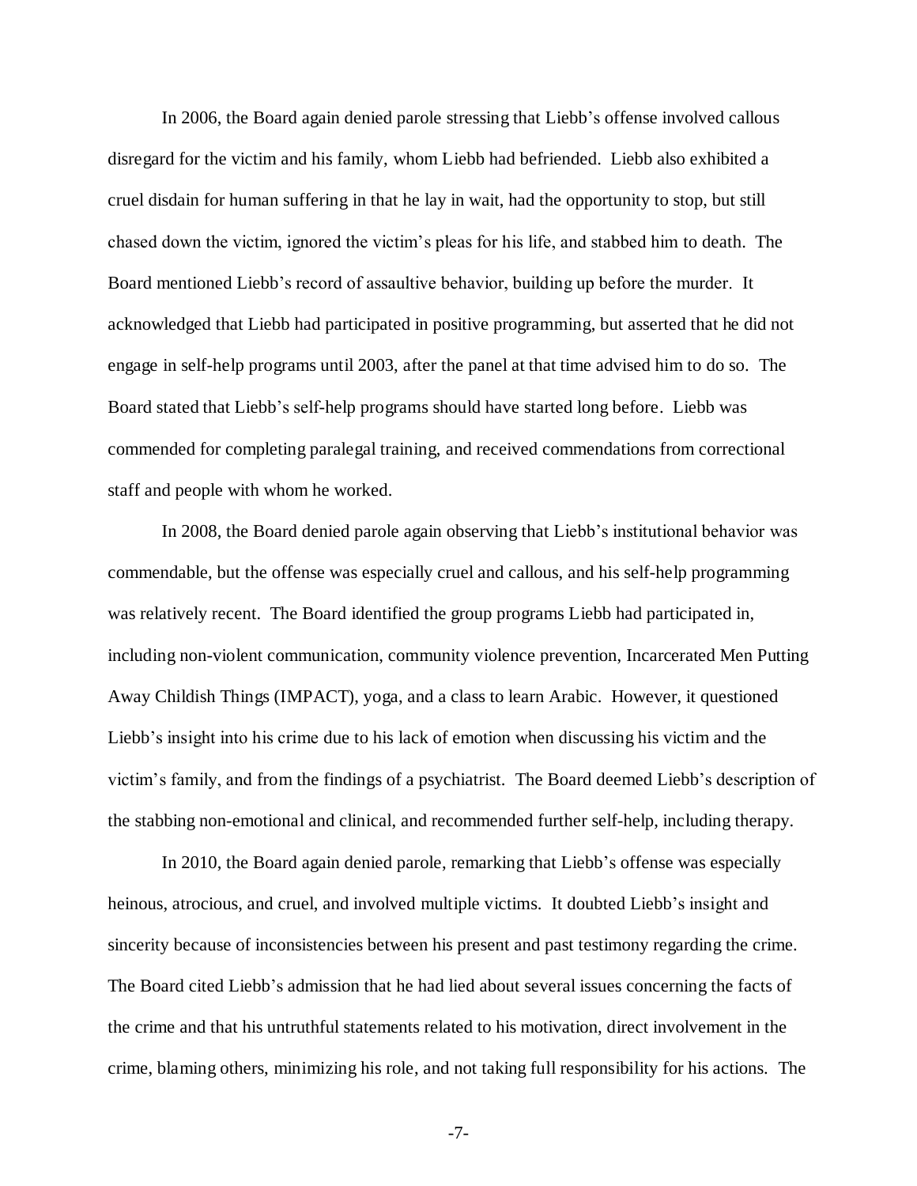In 2006, the Board again denied parole stressing that Liebb's offense involved callous disregard for the victim and his family, whom Liebb had befriended. Liebb also exhibited a cruel disdain for human suffering in that he lay in wait, had the opportunity to stop, but still chased down the victim, ignored the victim's pleas for his life, and stabbed him to death. The Board mentioned Liebb's record of assaultive behavior, building up before the murder. It acknowledged that Liebb had participated in positive programming, but asserted that he did not engage in self-help programs until 2003, after the panel at that time advised him to do so. The Board stated that Liebb's self-help programs should have started long before. Liebb was commended for completing paralegal training, and received commendations from correctional staff and people with whom he worked.

In 2008, the Board denied parole again observing that Liebb's institutional behavior was commendable, but the offense was especially cruel and callous, and his self-help programming was relatively recent. The Board identified the group programs Liebb had participated in, including non-violent communication, community violence prevention, Incarcerated Men Putting Away Childish Things (IMPACT), yoga, and a class to learn Arabic. However, it questioned Liebb's insight into his crime due to his lack of emotion when discussing his victim and the victim's family, and from the findings of a psychiatrist. The Board deemed Liebb's description of the stabbing non-emotional and clinical, and recommended further self-help, including therapy.

In 2010, the Board again denied parole, remarking that Liebb's offense was especially heinous, atrocious, and cruel, and involved multiple victims. It doubted Liebb's insight and sincerity because of inconsistencies between his present and past testimony regarding the crime. The Board cited Liebb's admission that he had lied about several issues concerning the facts of the crime and that his untruthful statements related to his motivation, direct involvement in the crime, blaming others, minimizing his role, and not taking full responsibility for his actions. The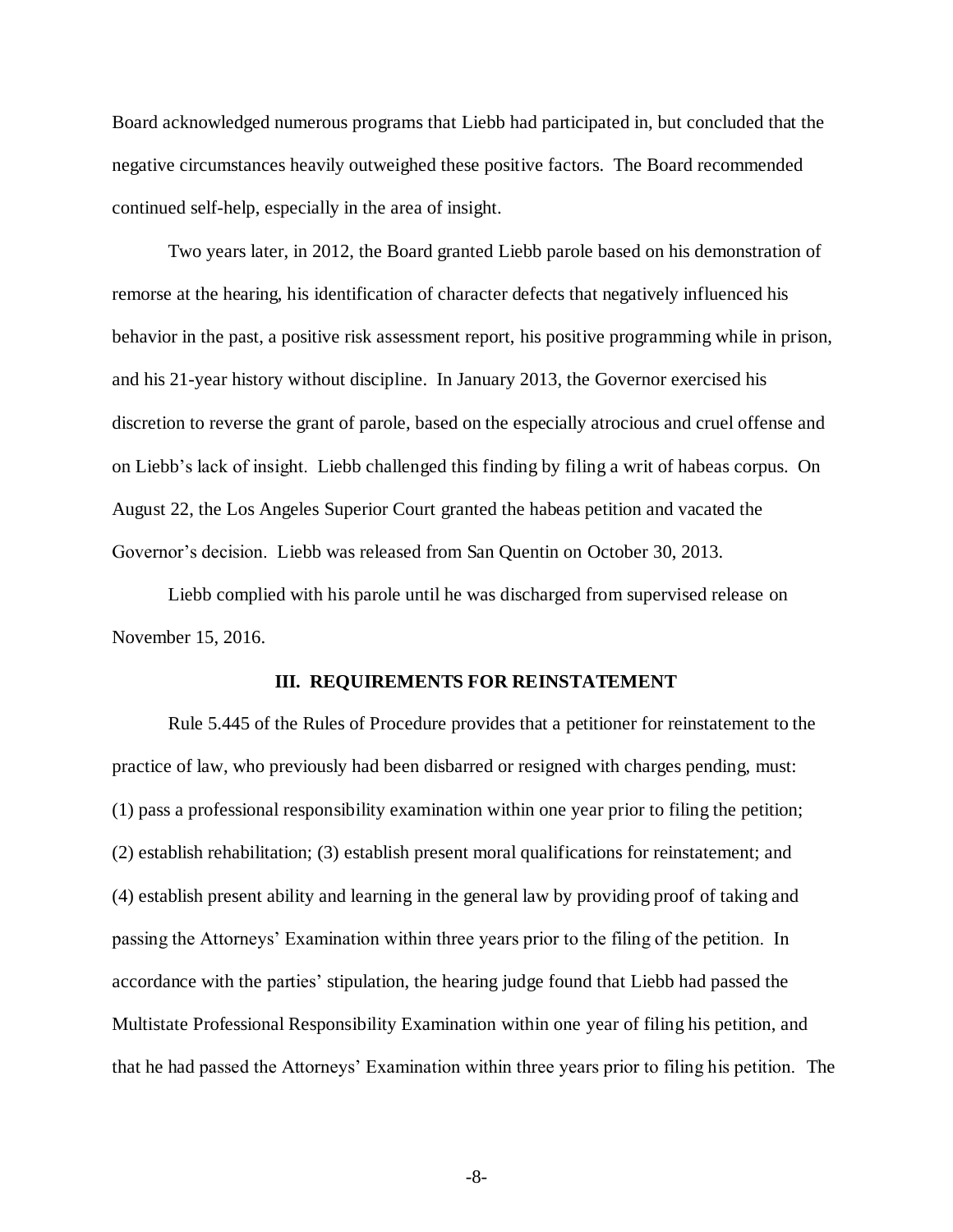Board acknowledged numerous programs that Liebb had participated in, but concluded that the negative circumstances heavily outweighed these positive factors. The Board recommended continued self-help, especially in the area of insight.

Two years later, in 2012, the Board granted Liebb parole based on his demonstration of remorse at the hearing, his identification of character defects that negatively influenced his behavior in the past, a positive risk assessment report, his positive programming while in prison, and his 21-year history without discipline. In January 2013, the Governor exercised his discretion to reverse the grant of parole, based on the especially atrocious and cruel offense and on Liebb's lack of insight. Liebb challenged this finding by filing a writ of habeas corpus. On August 22, the Los Angeles Superior Court granted the habeas petition and vacated the Governor's decision. Liebb was released from San Quentin on October 30, 2013.

Liebb complied with his parole until he was discharged from supervised release on November 15, 2016.

## III. REQUIREMENTS FOR REINSTATEMENT

Rule 5.445 of the Rules of Procedure provides that a petitioner for reinstatement to the practice of law, who previously had been disbarred or resigned with charges pending, must: (1) pass a professional responsibility examination within one year prior to filing the petition; (2) establish rehabilitation; (3) establish present moral qualifications for reinstatement; and (4) establish present ability and learning in the general law by providing proof of taking and passing the Attorneys' Examination within three years prior to the filing of the petition. In accordance with the parties' stipulation, the hearing judge found that Liebb had passed the Multistate Professional Responsibility Examination within one year of filing his petition, and that he had passed the Attorneys' Examination within three years prior to filing his petition. The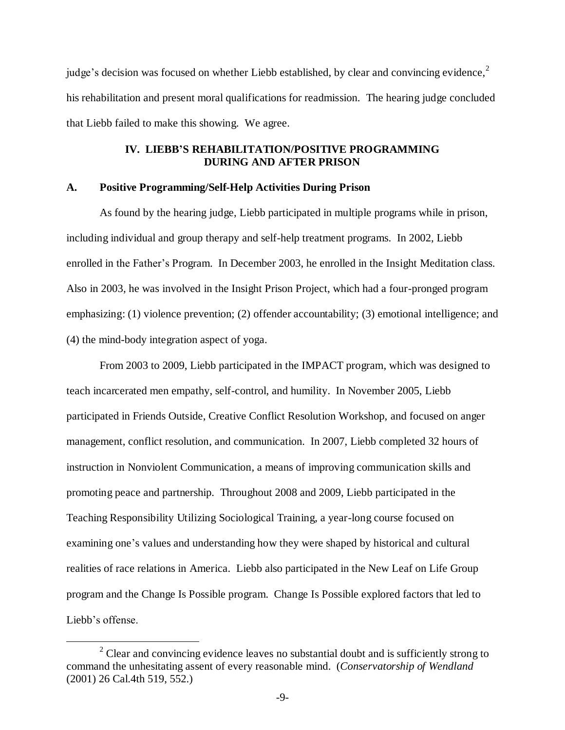judge's decision was focused on whether Liebb established, by clear and convincing evidence,[2] his rehabilitation and present moral qualifications for readmission. The hearing judge concluded that Liebb failed to make this showing. We agree.

## IV. LIEBB'S REHABILITATION/POSITIVE PROGRAMMING DURING AND AFTER PRISON

### A. Positive Programming/Self-Help Activities During Prison

As found by the hearing judge, Liebb participated in multiple programs while in prison, including individual and group therapy and self-help treatment programs. In 2002, Liebb enrolled in the Father's Program. In December 2003, he enrolled in the Insight Meditation class. Also in 2003, he was involved in the Insight Prison Project, which had a four-pronged program emphasizing: (1) violence prevention; (2) offender accountability; (3) emotional intelligence; and (4) the mind-body integration aspect of yoga.

From 2003 to 2009, Liebb participated in the IMPACT program, which was designed to teach incarcerated men empathy, self-control, and humility. In November 2005, Liebb participated in Friends Outside, Creative Conflict Resolution Workshop, and focused on anger management, conflict resolution, and communication. In 2007, Liebb completed 32 hours of instruction in Nonviolent Communication, a means of improving communication skills and promoting peace and partnership. Throughout 2008 and 2009, Liebb participated in the Teaching Responsibility Utilizing Sociological Training, a year-long course focused on examining one's values and understanding how they were shaped by historical and cultural realities of race relations in America. Liebb also participated in the New Leaf on Life Group program and the Change Is Possible program. Change Is Possible explored factors that led to Liebb's offense.

---

[2] Clear and convincing evidence leaves no substantial doubt and is sufficiently strong to command the unhesitating assent of every reasonable mind. (*Conservatorship of Wendland* (2001) 26 Cal.4th 519, 552.)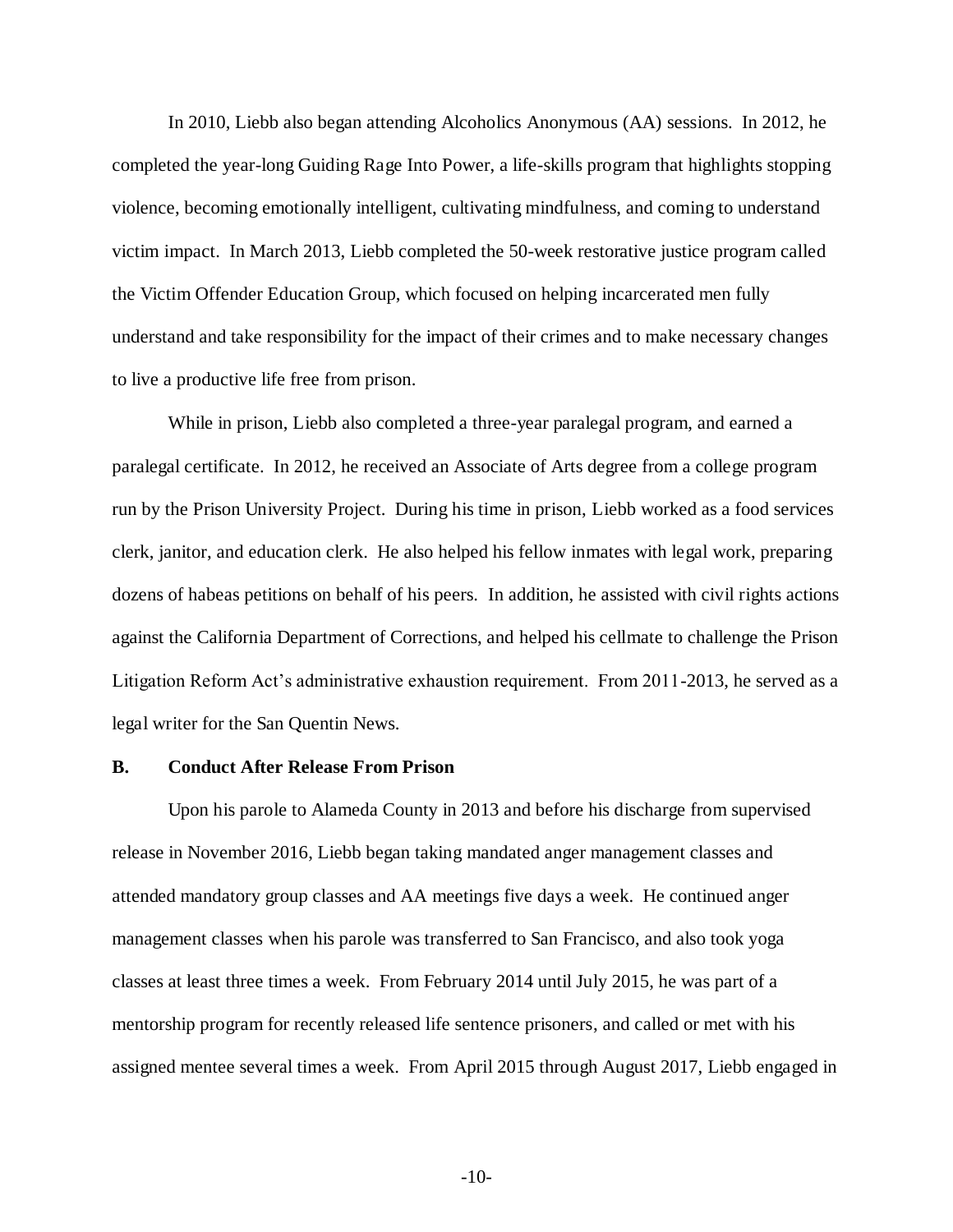In 2010, Liebb also began attending Alcoholics Anonymous (AA) sessions. In 2012, he completed the year-long Guiding Rage Into Power, a life-skills program that highlights stopping violence, becoming emotionally intelligent, cultivating mindfulness, and coming to understand victim impact. In March 2013, Liebb completed the 50-week restorative justice program called the Victim Offender Education Group, which focused on helping incarcerated men fully understand and take responsibility for the impact of their crimes and to make necessary changes to live a productive life free from prison.

While in prison, Liebb also completed a three-year paralegal program, and earned a paralegal certificate. In 2012, he received an Associate of Arts degree from a college program run by the Prison University Project. During his time in prison, Liebb worked as a food services clerk, janitor, and education clerk. He also helped his fellow inmates with legal work, preparing dozens of habeas petitions on behalf of his peers. In addition, he assisted with civil rights actions against the California Department of Corrections, and helped his cellmate to challenge the Prison Litigation Reform Act's administrative exhaustion requirement. From 2011-2013, he served as a legal writer for the San Quentin News.

## B. Conduct After Release From Prison

Upon his parole to Alameda County in 2013 and before his discharge from supervised release in November 2016, Liebb began taking mandated anger management classes and attended mandatory group classes and AA meetings five days a week. He continued anger management classes when his parole was transferred to San Francisco, and also took yoga classes at least three times a week. From February 2014 until July 2015, he was part of a mentorship program for recently released life sentence prisoners, and called or met with his assigned mentee several times a week. From April 2015 through August 2017, Liebb engaged in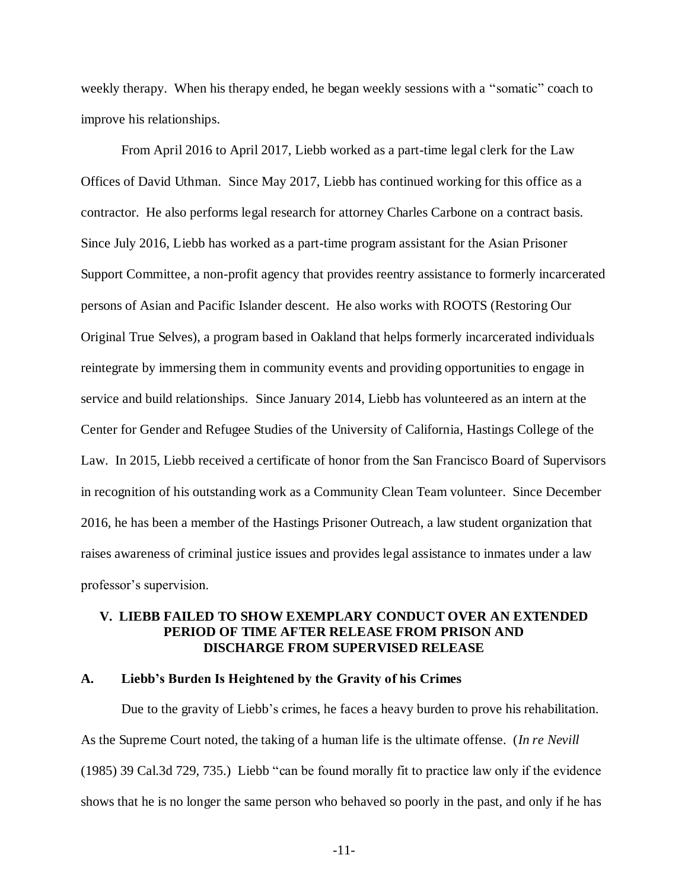weekly therapy. When his therapy ended, he began weekly sessions with a "somatic" coach to improve his relationships.

From April 2016 to April 2017, Liebb worked as a part-time legal clerk for the Law Offices of David Uthman. Since May 2017, Liebb has continued working for this office as a contractor. He also performs legal research for attorney Charles Carbone on a contract basis. Since July 2016, Liebb has worked as a part-time program assistant for the Asian Prisoner Support Committee, a non-profit agency that provides reentry assistance to formerly incarcerated persons of Asian and Pacific Islander descent. He also works with ROOTS (Restoring Our Original True Selves), a program based in Oakland that helps formerly incarcerated individuals reintegrate by immersing them in community events and providing opportunities to engage in service and build relationships. Since January 2014, Liebb has volunteered as an intern at the Center for Gender and Refugee Studies of the University of California, Hastings College of the Law. In 2015, Liebb received a certificate of honor from the San Francisco Board of Supervisors in recognition of his outstanding work as a Community Clean Team volunteer. Since December 2016, he has been a member of the Hastings Prisoner Outreach, a law student organization that raises awareness of criminal justice issues and provides legal assistance to inmates under a law professor's supervision.

## V. LIEBB FAILED TO SHOW EXEMPLARY CONDUCT OVER AN EXTENDED PERIOD OF TIME AFTER RELEASE FROM PRISON AND DISCHARGE FROM SUPERVISED RELEASE

### A. Liebb's Burden Is Heightened by the Gravity of his Crimes

Due to the gravity of Liebb's crimes, he faces a heavy burden to prove his rehabilitation. As the Supreme Court noted, the taking of a human life is the ultimate offense. (*In re Nevill* (1985) 39 Cal.3d 729, 735.) Liebb "can be found morally fit to practice law only if the evidence shows that he is no longer the same person who behaved so poorly in the past, and only if he has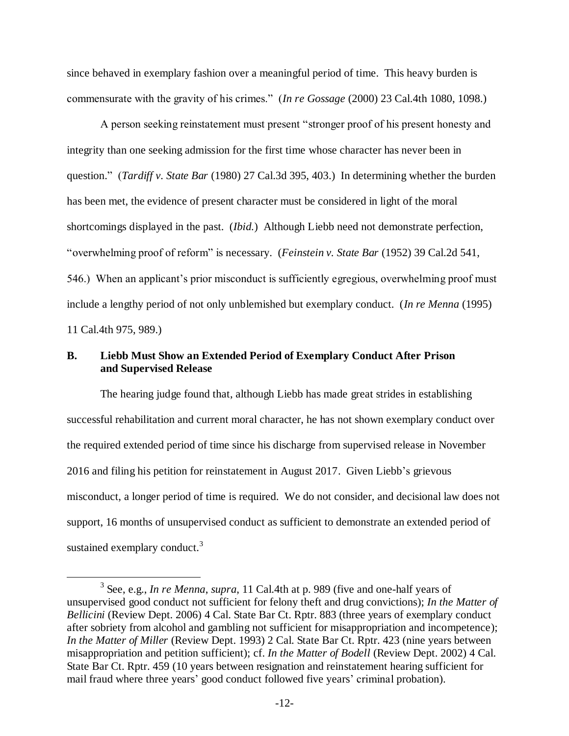since behaved in exemplary fashion over a meaningful period of time. This heavy burden is commensurate with the gravity of his crimes." (*In re Gossage* (2000) 23 Cal.4th 1080, 1098.)

A person seeking reinstatement must present "stronger proof of his present honesty and integrity than one seeking admission for the first time whose character has never been in question." (*Tardiff v. State Bar* (1980) 27 Cal.3d 395, 403.) In determining whether the burden has been met, the evidence of present character must be considered in light of the moral shortcomings displayed in the past. (*Ibid.*) Although Liebb need not demonstrate perfection, "overwhelming proof of reform" is necessary. (*Feinstein v. State Bar* (1952) 39 Cal.2d 541, 546.) When an applicant's prior misconduct is sufficiently egregious, overwhelming proof must include a lengthy period of not only unblemished but exemplary conduct. (*In re Menna* (1995) 11 Cal.4th 975, 989.)

**B. Liebb Must Show an Extended Period of Exemplary Conduct After Prison and Supervised Release**

The hearing judge found that, although Liebb has made great strides in establishing successful rehabilitation and current moral character, he has not shown exemplary conduct over the required extended period of time since his discharge from supervised release in November 2016 and filing his petition for reinstatement in August 2017. Given Liebb's grievous misconduct, a longer period of time is required. We do not consider, and decisional law does not support, 16 months of unsupervised conduct as sufficient to demonstrate an extended period of sustained exemplary conduct.[3]

[3] See, e.g., *In re Menna*, *supra*, 11 Cal.4th at p. 989 (five and one-half years of unsupervised good conduct not sufficient for felony theft and drug convictions); *In the Matter of Bellicini* (Review Dept. 2006) 4 Cal. State Bar Ct. Rptr. 883 (three years of exemplary conduct after sobriety from alcohol and gambling not sufficient for misappropriation and incompetence); *In the Matter of Miller* (Review Dept. 1993) 2 Cal. State Bar Ct. Rptr. 423 (nine years between misappropriation and petition sufficient); cf. *In the Matter of Bodell* (Review Dept. 2002) 4 Cal. State Bar Ct. Rptr. 459 (10 years between resignation and reinstatement hearing sufficient for mail fraud where three years' good conduct followed five years' criminal probation).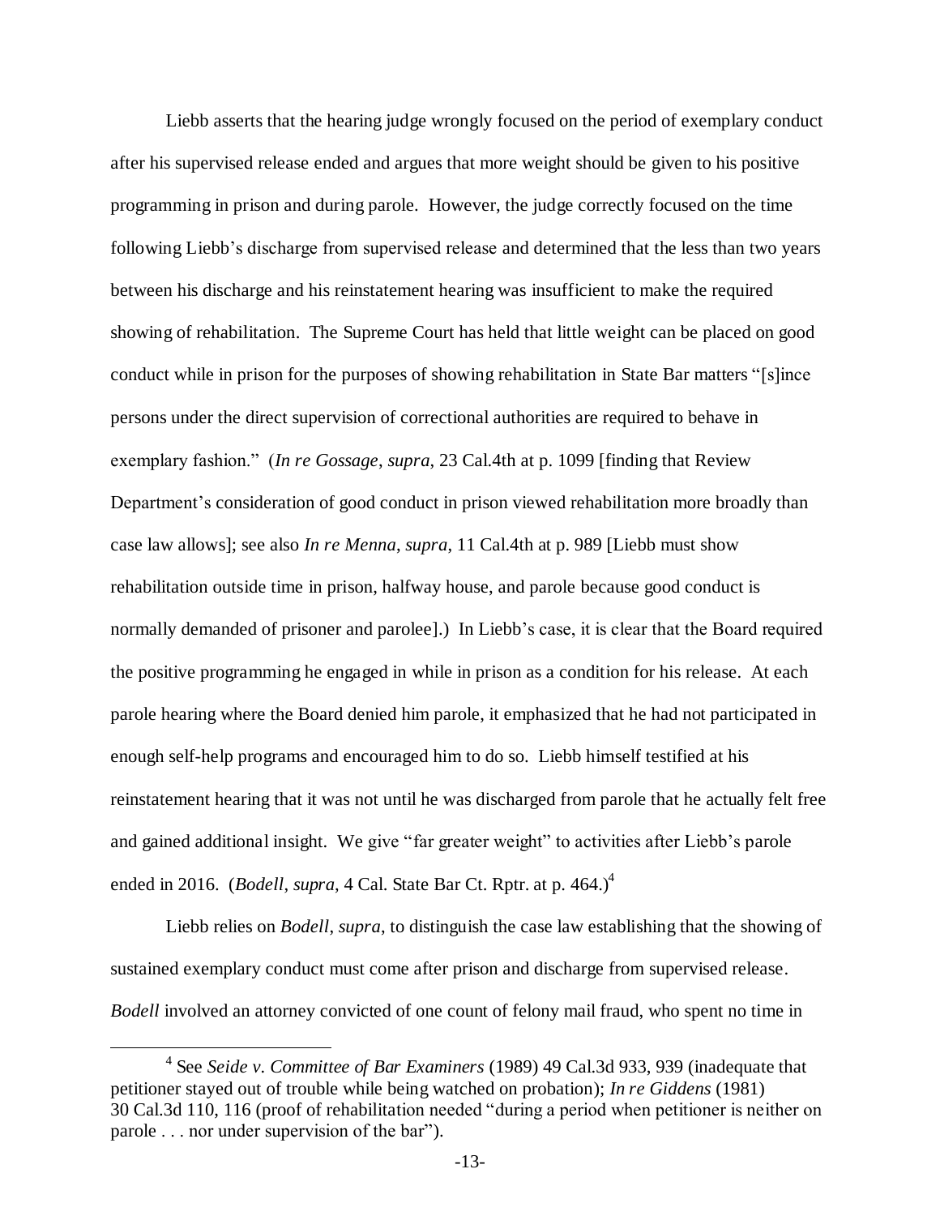Liebb asserts that the hearing judge wrongly focused on the period of exemplary conduct after his supervised release ended and argues that more weight should be given to his positive programming in prison and during parole. However, the judge correctly focused on the time following Liebb's discharge from supervised release and determined that the less than two years between his discharge and his reinstatement hearing was insufficient to make the required showing of rehabilitation. The Supreme Court has held that little weight can be placed on good conduct while in prison for the purposes of showing rehabilitation in State Bar matters "[s]ince persons under the direct supervision of correctional authorities are required to behave in exemplary fashion." (*In re Gossage*, *supra*, 23 Cal.4th at p. 1099 [finding that Review Department's consideration of good conduct in prison viewed rehabilitation more broadly than case law allows]; see also *In re Menna*, *supra*, 11 Cal.4th at p. 989 [Liebb must show rehabilitation outside time in prison, halfway house, and parole because good conduct is normally demanded of prisoner and parolee].) In Liebb's case, it is clear that the Board required the positive programming he engaged in while in prison as a condition for his release. At each parole hearing where the Board denied him parole, it emphasized that he had not participated in enough self-help programs and encouraged him to do so. Liebb himself testified at his reinstatement hearing that it was not until he was discharged from parole that he actually felt free and gained additional insight. We give "far greater weight" to activities after Liebb's parole ended in 2016. (*Bodell*, *supra*, 4 Cal. State Bar Ct. Rptr. at p. 464.)[4]

Liebb relies on *Bodell*, *supra*, to distinguish the case law establishing that the showing of sustained exemplary conduct must come after prison and discharge from supervised release. *Bodell* involved an attorney convicted of one count of felony mail fraud, who spent no time in

---

[4] See *Seide v. Committee of Bar Examiners* (1989) 49 Cal.3d 933, 939 (inadequate that petitioner stayed out of trouble while being watched on probation); *In re Giddens* (1981) 30 Cal.3d 110, 116 (proof of rehabilitation needed "during a period when petitioner is neither on parole . . . nor under supervision of the bar").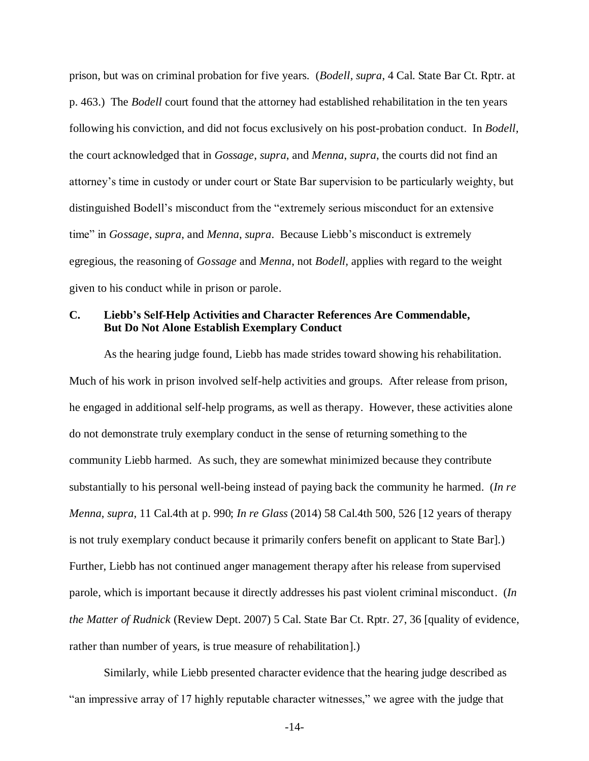prison, but was on criminal probation for five years. (*Bodell*, *supra*, 4 Cal. State Bar Ct. Rptr. at p. 463.) The *Bodell* court found that the attorney had established rehabilitation in the ten years following his conviction, and did not focus exclusively on his post-probation conduct. In *Bodell*, the court acknowledged that in *Gossage*, *supra*, and *Menna*, *supra*, the courts did not find an attorney's time in custody or under court or State Bar supervision to be particularly weighty, but distinguished Bodell's misconduct from the "extremely serious misconduct for an extensive time" in *Gossage*, *supra*, and *Menna*, *supra*. Because Liebb's misconduct is extremely egregious, the reasoning of *Gossage* and *Menna*, not *Bodell*, applies with regard to the weight given to his conduct while in prison or parole.

### C. Liebb's Self-Help Activities and Character References Are Commendable, But Do Not Alone Establish Exemplary Conduct

As the hearing judge found, Liebb has made strides toward showing his rehabilitation. Much of his work in prison involved self-help activities and groups. After release from prison, he engaged in additional self-help programs, as well as therapy. However, these activities alone do not demonstrate truly exemplary conduct in the sense of returning something to the community Liebb harmed. As such, they are somewhat minimized because they contribute substantially to his personal well-being instead of paying back the community he harmed. (*In re Menna*, *supra*, 11 Cal.4th at p. 990; *In re Glass* (2014) 58 Cal.4th 500, 526 [12 years of therapy is not truly exemplary conduct because it primarily confers benefit on applicant to State Bar].) Further, Liebb has not continued anger management therapy after his release from supervised parole, which is important because it directly addresses his past violent criminal misconduct. (*In the Matter of Rudnick* (Review Dept. 2007) 5 Cal. State Bar Ct. Rptr. 27, 36 [quality of evidence, rather than number of years, is true measure of rehabilitation].)

Similarly, while Liebb presented character evidence that the hearing judge described as "an impressive array of 17 highly reputable character witnesses," we agree with the judge that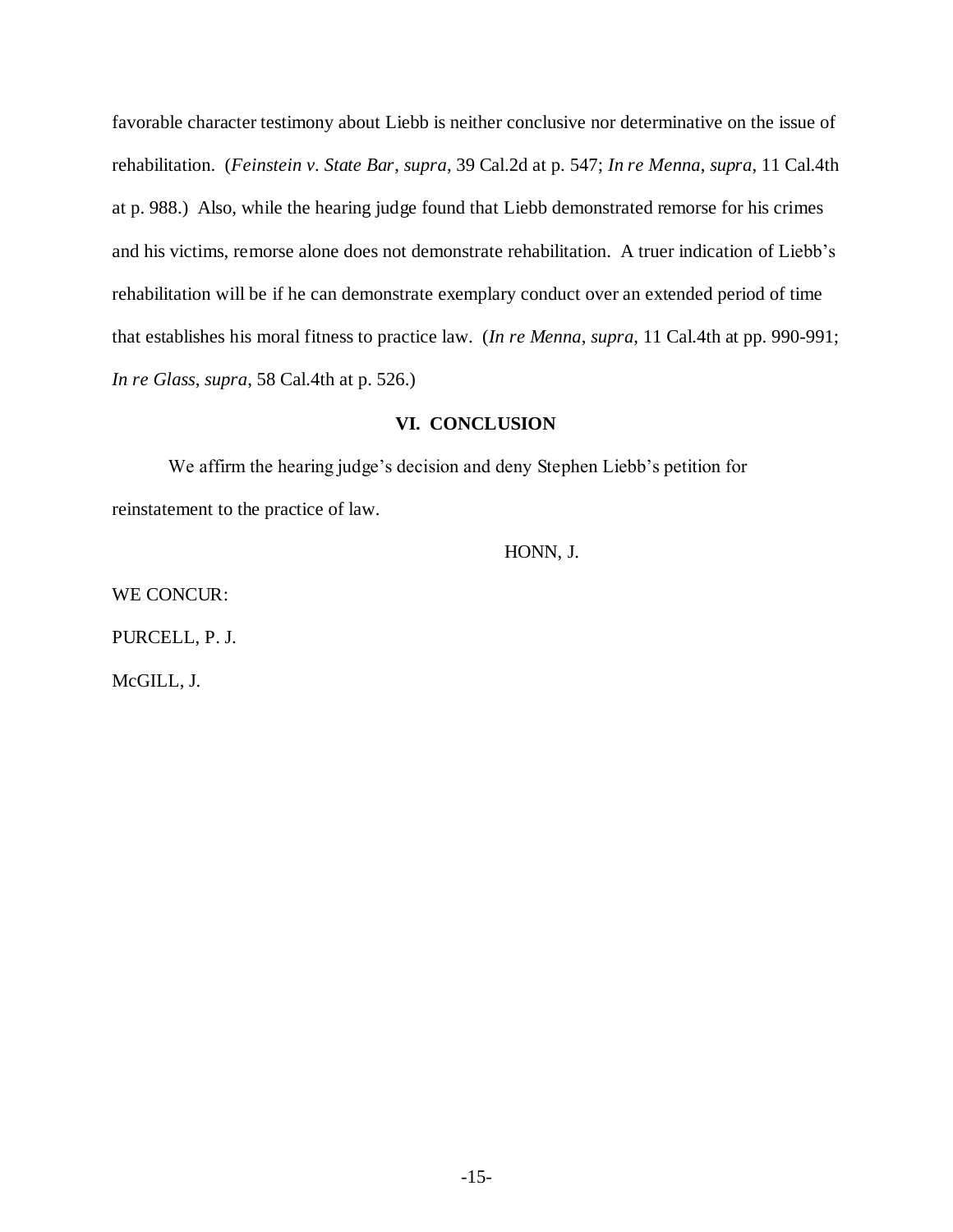favorable character testimony about Liebb is neither conclusive nor determinative on the issue of rehabilitation. (*Feinstein v. State Bar*, *supra*, 39 Cal.2d at p. 547; *In re Menna*, *supra*, 11 Cal.4th at p. 988.) Also, while the hearing judge found that Liebb demonstrated remorse for his crimes and his victims, remorse alone does not demonstrate rehabilitation. A truer indication of Liebb's rehabilitation will be if he can demonstrate exemplary conduct over an extended period of time that establishes his moral fitness to practice law. (*In re Menna*, *supra*, 11 Cal.4th at pp. 990-991; *In re Glass*, *supra*, 58 Cal.4th at p. 526.)

## VI. CONCLUSION

We affirm the hearing judge's decision and deny Stephen Liebb's petition for reinstatement to the practice of law.

HONN, J.

WE CONCUR:

PURCELL, P. J.

McGILL, J.